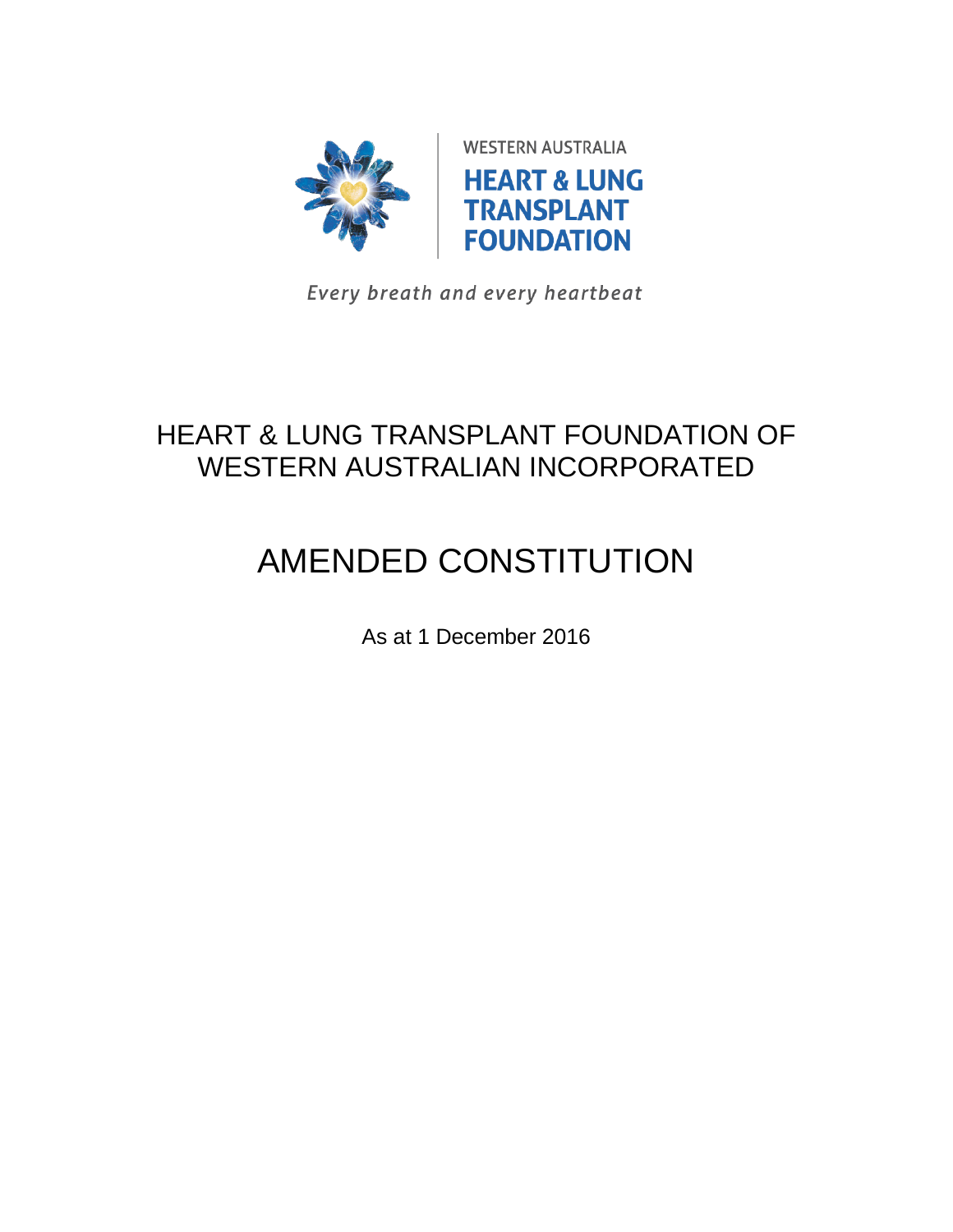WESTERN AUSTRALIA

**HEART & LUNG TRANSPLANT FOUNDATION**

*Every breath and every heartbeat*

# HEART & LUNG TRANSPLANT FOUNDATION OF WESTERN AUSTRALIAN INCORPORATED

# AMENDED CONSTITUTION

As at 1 December 2016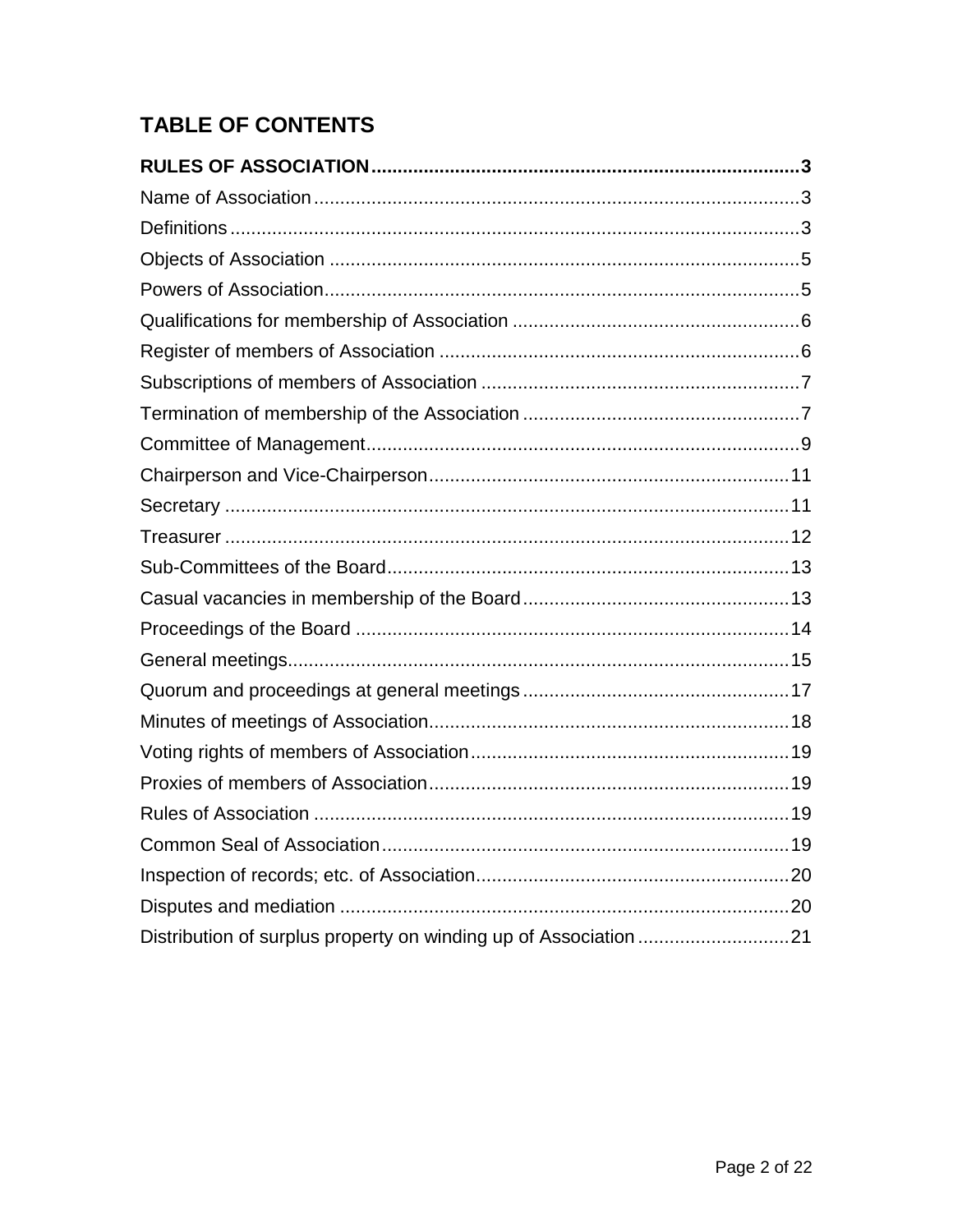# TABLE OF CONTENTS

**RULES OF ASSOCIATION................................................................................3**

Name of Association..........................................................................................3

Definitions..........................................................................................................3

Objects of Association .......................................................................................5

Powers of Association........................................................................................5

Qualifications for membership of Association .....................................................6

Register of members of Association ...................................................................6

Subscriptions of members of Association ...........................................................7

Termination of membership of the Association ...................................................7

Committee of Management.................................................................................9

Chairperson and Vice-Chairperson....................................................................11

Secretary ..........................................................................................................11

Treasurer ..........................................................................................................12

Sub-Committees of the Board...........................................................................13

Casual vacancies in membership of the Board..................................................13

Proceedings of the Board .................................................................................14

General meetings..............................................................................................15

Quorum and proceedings at general meetings ..................................................17

Minutes of meetings of Association...................................................................18

Voting rights of members of Association............................................................19

Proxies of members of Association...................................................................19

Rules of Association .........................................................................................19

Common Seal of Association.............................................................................19

Inspection of records; etc. of Association...........................................................20

Disputes and mediation ....................................................................................20

Distribution of surplus property on winding up of Association ............................21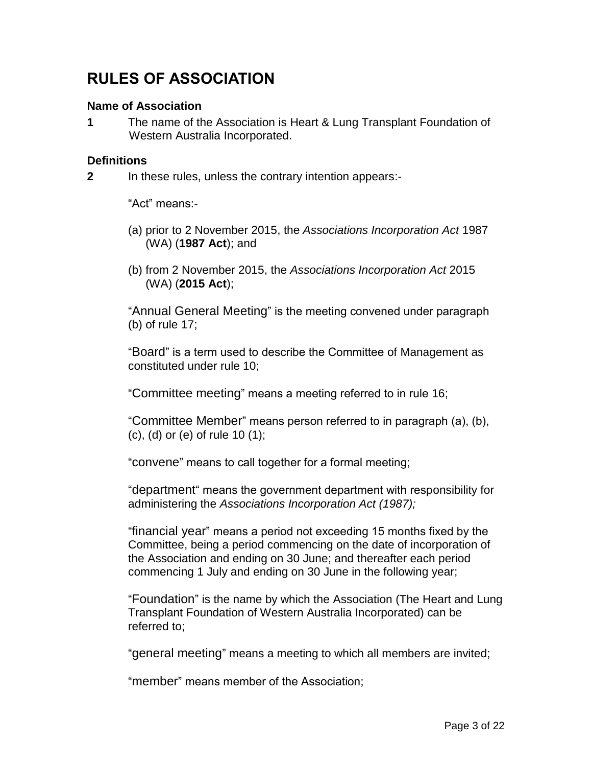# RULES OF ASSOCIATION

### Name of Association

**1** The name of the Association is Heart & Lung Transplant Foundation of Western Australia Incorporated.

### Definitions

**2** In these rules, unless the contrary intention appears:-

“Act” means:-

(a) prior to 2 November 2015, the *Associations Incorporation Act* 1987 (WA) (**1987 Act**); and

(b) from 2 November 2015, the *Associations Incorporation Act* 2015 (WA) (**2015 Act**);

“Annual General Meeting” is the meeting convened under paragraph (b) of rule 17;

“Board” is a term used to describe the Committee of Management as constituted under rule 10;

“Committee meeting” means a meeting referred to in rule 16;

“Committee Member” means person referred to in paragraph (a), (b), (c), (d) or (e) of rule 10 (1);

“convene” means to call together for a formal meeting;

“department“ means the government department with responsibility for administering the *Associations Incorporation Act (1987);*

“financial year” means a period not exceeding 15 months fixed by the Committee, being a period commencing on the date of incorporation of the Association and ending on 30 June; and thereafter each period commencing 1 July and ending on 30 June in the following year;

“Foundation” is the name by which the Association (The Heart and Lung Transplant Foundation of Western Australia Incorporated) can be referred to;

“general meeting” means a meeting to which all members are invited;

“member” means member of the Association;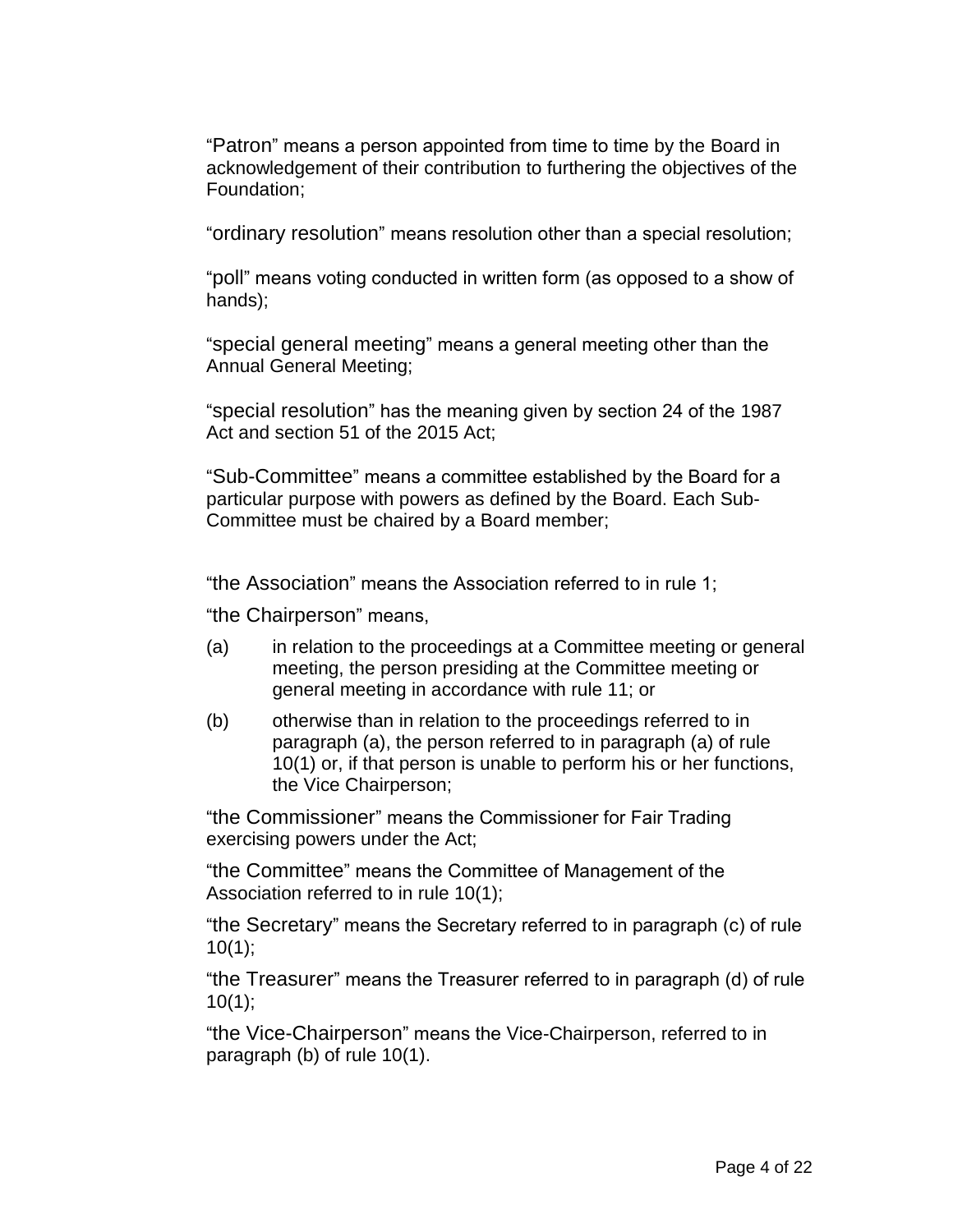"Patron" means a person appointed from time to time by the Board in acknowledgement of their contribution to furthering the objectives of the Foundation;

"ordinary resolution" means resolution other than a special resolution;

"poll" means voting conducted in written form (as opposed to a show of hands);

"special general meeting" means a general meeting other than the Annual General Meeting;

"special resolution" has the meaning given by section 24 of the 1987 Act and section 51 of the 2015 Act;

"Sub-Committee" means a committee established by the Board for a particular purpose with powers as defined by the Board. Each Sub-Committee must be chaired by a Board member;

"the Association" means the Association referred to in rule 1;

"the Chairperson" means,

(a) in relation to the proceedings at a Committee meeting or general meeting, the person presiding at the Committee meeting or general meeting in accordance with rule 11; or

(b) otherwise than in relation to the proceedings referred to in paragraph (a), the person referred to in paragraph (a) of rule 10(1) or, if that person is unable to perform his or her functions, the Vice Chairperson;

"the Commissioner" means the Commissioner for Fair Trading exercising powers under the Act;

"the Committee" means the Committee of Management of the Association referred to in rule 10(1);

"the Secretary" means the Secretary referred to in paragraph (c) of rule 10(1);

"the Treasurer" means the Treasurer referred to in paragraph (d) of rule 10(1);

"the Vice-Chairperson" means the Vice-Chairperson, referred to in paragraph (b) of rule 10(1).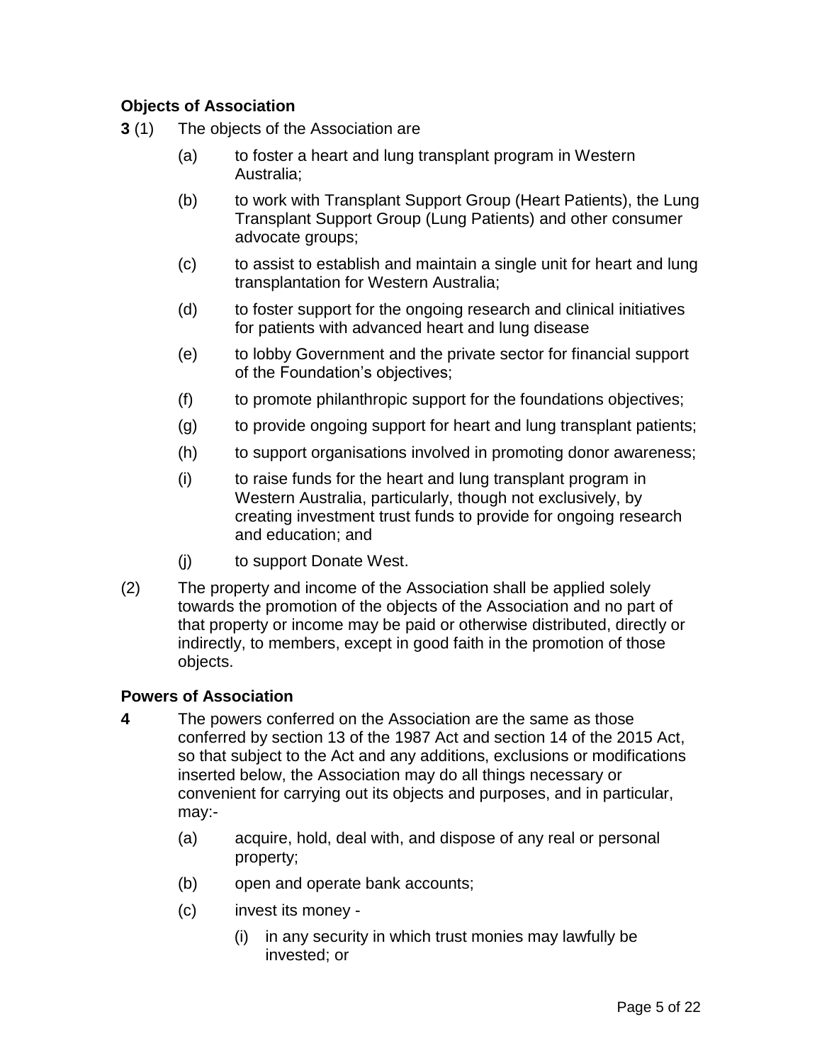### Objects of Association

**3** (1) The objects of the Association are

(a) to foster a heart and lung transplant program in Western Australia;

(b) to work with Transplant Support Group (Heart Patients), the Lung Transplant Support Group (Lung Patients) and other consumer advocate groups;

(c) to assist to establish and maintain a single unit for heart and lung transplantation for Western Australia;

(d) to foster support for the ongoing research and clinical initiatives for patients with advanced heart and lung disease

(e) to lobby Government and the private sector for financial support of the Foundation's objectives;

(f) to promote philanthropic support for the foundations objectives;

(g) to provide ongoing support for heart and lung transplant patients;

(h) to support organisations involved in promoting donor awareness;

(i) to raise funds for the heart and lung transplant program in Western Australia, particularly, though not exclusively, by creating investment trust funds to provide for ongoing research and education; and

(j) to support Donate West.

(2) The property and income of the Association shall be applied solely towards the promotion of the objects of the Association and no part of that property or income may be paid or otherwise distributed, directly or indirectly, to members, except in good faith in the promotion of those objects.

### Powers of Association

**4** The powers conferred on the Association are the same as those conferred by section 13 of the 1987 Act and section 14 of the 2015 Act, so that subject to the Act and any additions, exclusions or modifications inserted below, the Association may do all things necessary or convenient for carrying out its objects and purposes, and in particular, may:-

(a) acquire, hold, deal with, and dispose of any real or personal property;

(b) open and operate bank accounts;

(c) invest its money -

(i) in any security in which trust monies may lawfully be invested; or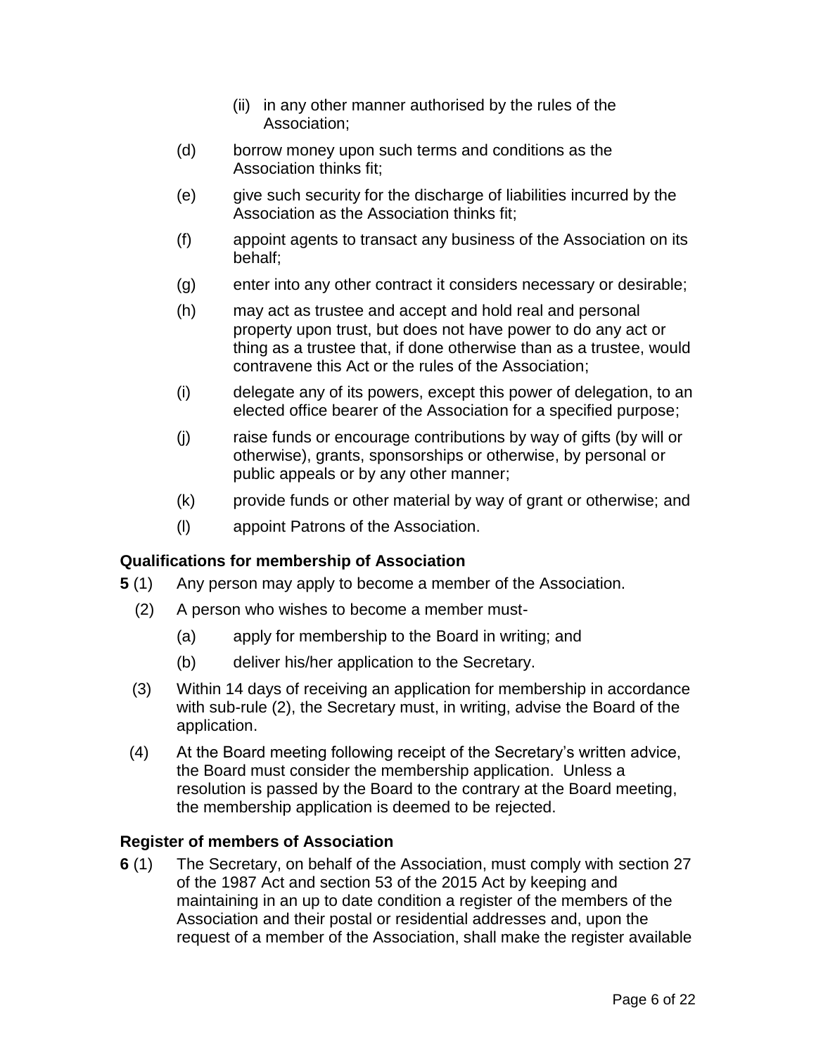(ii) in any other manner authorised by the rules of the Association;

(d) borrow money upon such terms and conditions as the Association thinks fit;

(e) give such security for the discharge of liabilities incurred by the Association as the Association thinks fit;

(f) appoint agents to transact any business of the Association on its behalf;

(g) enter into any other contract it considers necessary or desirable;

(h) may act as trustee and accept and hold real and personal property upon trust, but does not have power to do any act or thing as a trustee that, if done otherwise than as a trustee, would contravene this Act or the rules of the Association;

(i) delegate any of its powers, except this power of delegation, to an elected office bearer of the Association for a specified purpose;

(j) raise funds or encourage contributions by way of gifts (by will or otherwise), grants, sponsorships or otherwise, by personal or public appeals or by any other manner;

(k) provide funds or other material by way of grant or otherwise; and

(l) appoint Patrons of the Association.

### Qualifications for membership of Association

**5** (1) Any person may apply to become a member of the Association.

(2) A person who wishes to become a member must-

(a) apply for membership to the Board in writing; and

(b) deliver his/her application to the Secretary.

(3) Within 14 days of receiving an application for membership in accordance with sub-rule (2), the Secretary must, in writing, advise the Board of the application.

(4) At the Board meeting following receipt of the Secretary's written advice, the Board must consider the membership application. Unless a resolution is passed by the Board to the contrary at the Board meeting, the membership application is deemed to be rejected.

### Register of members of Association

**6** (1) The Secretary, on behalf of the Association, must comply with section 27 of the 1987 Act and section 53 of the 2015 Act by keeping and maintaining in an up to date condition a register of the members of the Association and their postal or residential addresses and, upon the request of a member of the Association, shall make the register available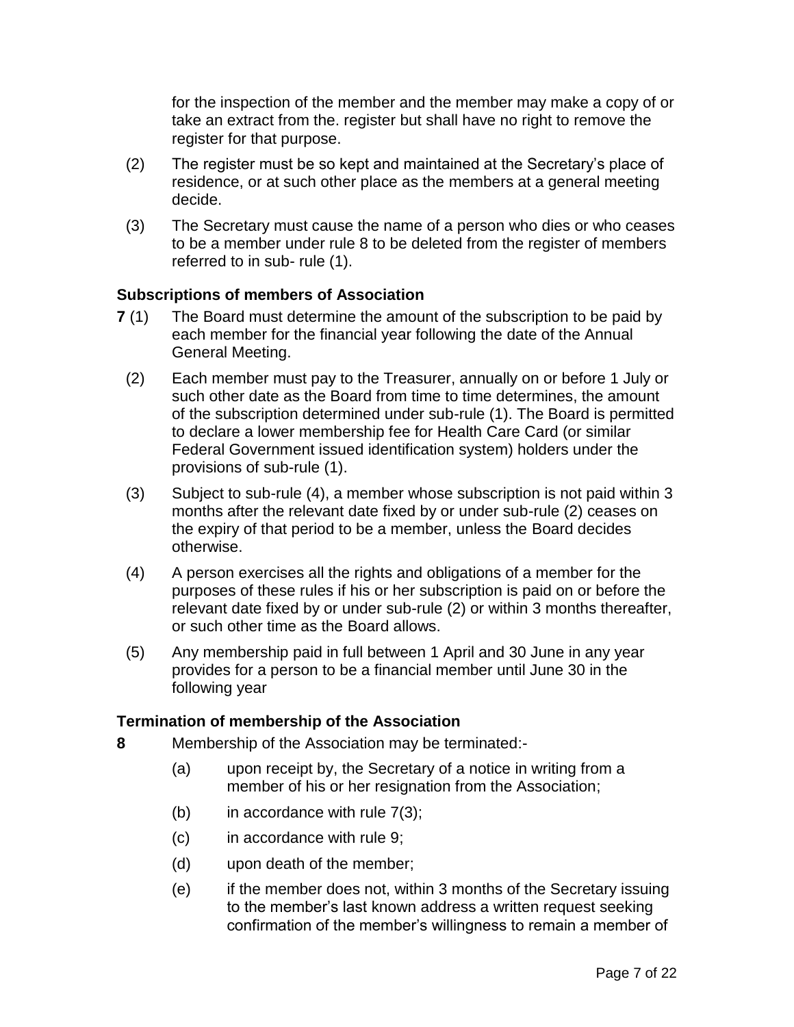for the inspection of the member and the member may make a copy of or take an extract from the. register but shall have no right to remove the register for that purpose.

(2) The register must be so kept and maintained at the Secretary's place of residence, or at such other place as the members at a general meeting decide.

(3) The Secretary must cause the name of a person who dies or who ceases to be a member under rule 8 to be deleted from the register of members referred to in sub- rule (1).

### Subscriptions of members of Association

**7** (1) The Board must determine the amount of the subscription to be paid by each member for the financial year following the date of the Annual General Meeting.

(2) Each member must pay to the Treasurer, annually on or before 1 July or such other date as the Board from time to time determines, the amount of the subscription determined under sub-rule (1). The Board is permitted to declare a lower membership fee for Health Care Card (or similar Federal Government issued identification system) holders under the provisions of sub-rule (1).

(3) Subject to sub-rule (4), a member whose subscription is not paid within 3 months after the relevant date fixed by or under sub-rule (2) ceases on the expiry of that period to be a member, unless the Board decides otherwise.

(4) A person exercises all the rights and obligations of a member for the purposes of these rules if his or her subscription is paid on or before the relevant date fixed by or under sub-rule (2) or within 3 months thereafter, or such other time as the Board allows.

(5) Any membership paid in full between 1 April and 30 June in any year provides for a person to be a financial member until June 30 in the following year

### Termination of membership of the Association

**8** Membership of the Association may be terminated:-

(a) upon receipt by, the Secretary of a notice in writing from a member of his or her resignation from the Association;

(b) in accordance with rule 7(3);

(c) in accordance with rule 9;

(d) upon death of the member;

(e) if the member does not, within 3 months of the Secretary issuing to the member's last known address a written request seeking confirmation of the member's willingness to remain a member of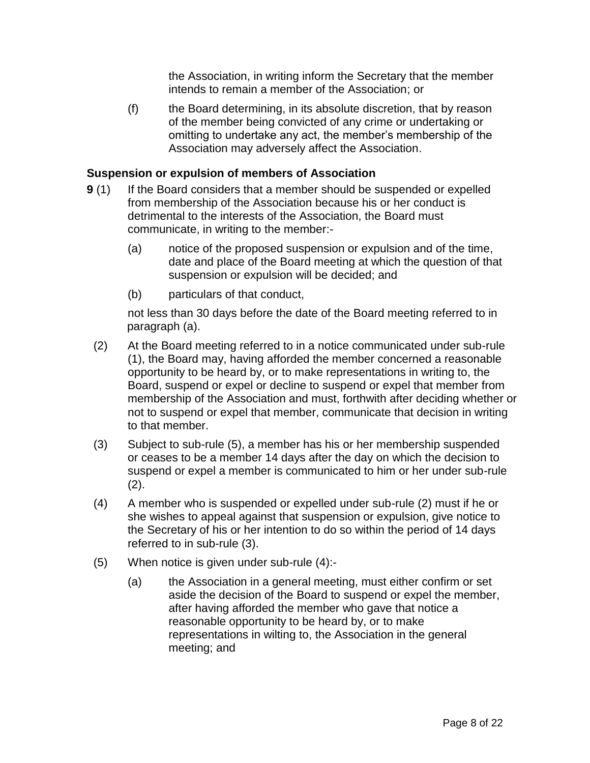the Association, in writing inform the Secretary that the member intends to remain a member of the Association; or

(f) the Board determining, in its absolute discretion, that by reason of the member being convicted of any crime or undertaking or omitting to undertake any act, the member's membership of the Association may adversely affect the Association.

### Suspension or expulsion of members of Association

**9** (1) If the Board considers that a member should be suspended or expelled from membership of the Association because his or her conduct is detrimental to the interests of the Association, the Board must communicate, in writing to the member:-

(a) notice of the proposed suspension or expulsion and of the time, date and place of the Board meeting at which the question of that suspension or expulsion will be decided; and

(b) particulars of that conduct,

not less than 30 days before the date of the Board meeting referred to in paragraph (a).

(2) At the Board meeting referred to in a notice communicated under sub-rule (1), the Board may, having afforded the member concerned a reasonable opportunity to be heard by, or to make representations in writing to, the Board, suspend or expel or decline to suspend or expel that member from membership of the Association and must, forthwith after deciding whether or not to suspend or expel that member, communicate that decision in writing to that member.

(3) Subject to sub-rule (5), a member has his or her membership suspended or ceases to be a member 14 days after the day on which the decision to suspend or expel a member is communicated to him or her under sub-rule (2).

(4) A member who is suspended or expelled under sub-rule (2) must if he or she wishes to appeal against that suspension or expulsion, give notice to the Secretary of his or her intention to do so within the period of 14 days referred to in sub-rule (3).

(5) When notice is given under sub-rule (4):-

(a) the Association in a general meeting, must either confirm or set aside the decision of the Board to suspend or expel the member, after having afforded the member who gave that notice a reasonable opportunity to be heard by, or to make representations in wilting to, the Association in the general meeting; and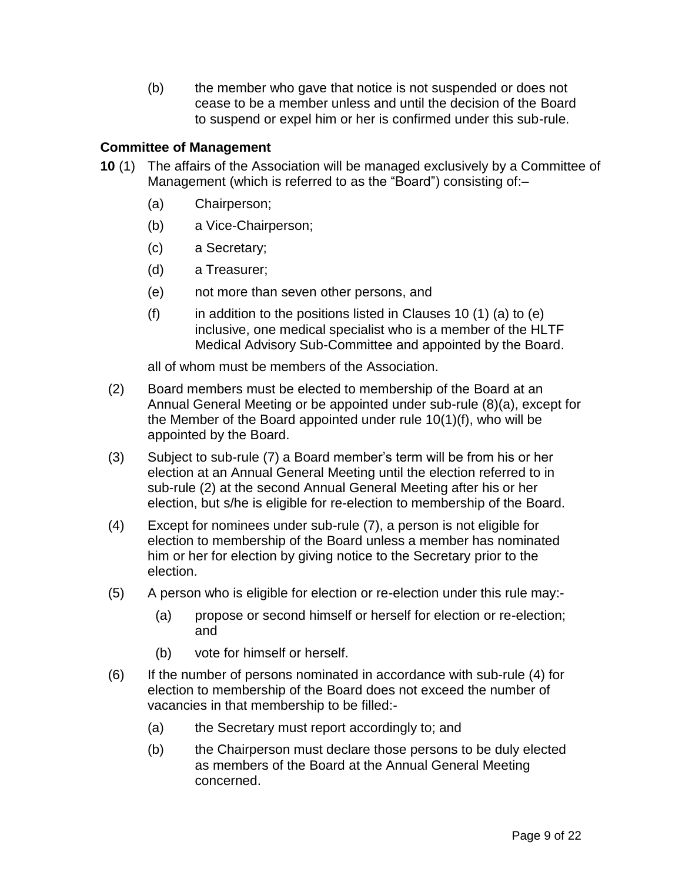(b) the member who gave that notice is not suspended or does not cease to be a member unless and until the decision of the Board to suspend or expel him or her is confirmed under this sub-rule.

### Committee of Management

**10** (1) The affairs of the Association will be managed exclusively by a Committee of Management (which is referred to as the "Board") consisting of:–

- (a) Chairperson;
- (b) a Vice-Chairperson;
- (c) a Secretary;
- (d) a Treasurer;
- (e) not more than seven other persons, and
- (f) in addition to the positions listed in Clauses 10 (1) (a) to (e) inclusive, one medical specialist who is a member of the HLTF Medical Advisory Sub-Committee and appointed by the Board.

all of whom must be members of the Association.

(2) Board members must be elected to membership of the Board at an Annual General Meeting or be appointed under sub-rule (8)(a), except for the Member of the Board appointed under rule 10(1)(f), who will be appointed by the Board.

(3) Subject to sub-rule (7) a Board member's term will be from his or her election at an Annual General Meeting until the election referred to in sub-rule (2) at the second Annual General Meeting after his or her election, but s/he is eligible for re-election to membership of the Board.

(4) Except for nominees under sub-rule (7), a person is not eligible for election to membership of the Board unless a member has nominated him or her for election by giving notice to the Secretary prior to the election.

(5) A person who is eligible for election or re-election under this rule may:-

- (a) propose or second himself or herself for election or re-election; and
- (b) vote for himself or herself.

(6) If the number of persons nominated in accordance with sub-rule (4) for election to membership of the Board does not exceed the number of vacancies in that membership to be filled:-

- (a) the Secretary must report accordingly to; and
- (b) the Chairperson must declare those persons to be duly elected as members of the Board at the Annual General Meeting concerned.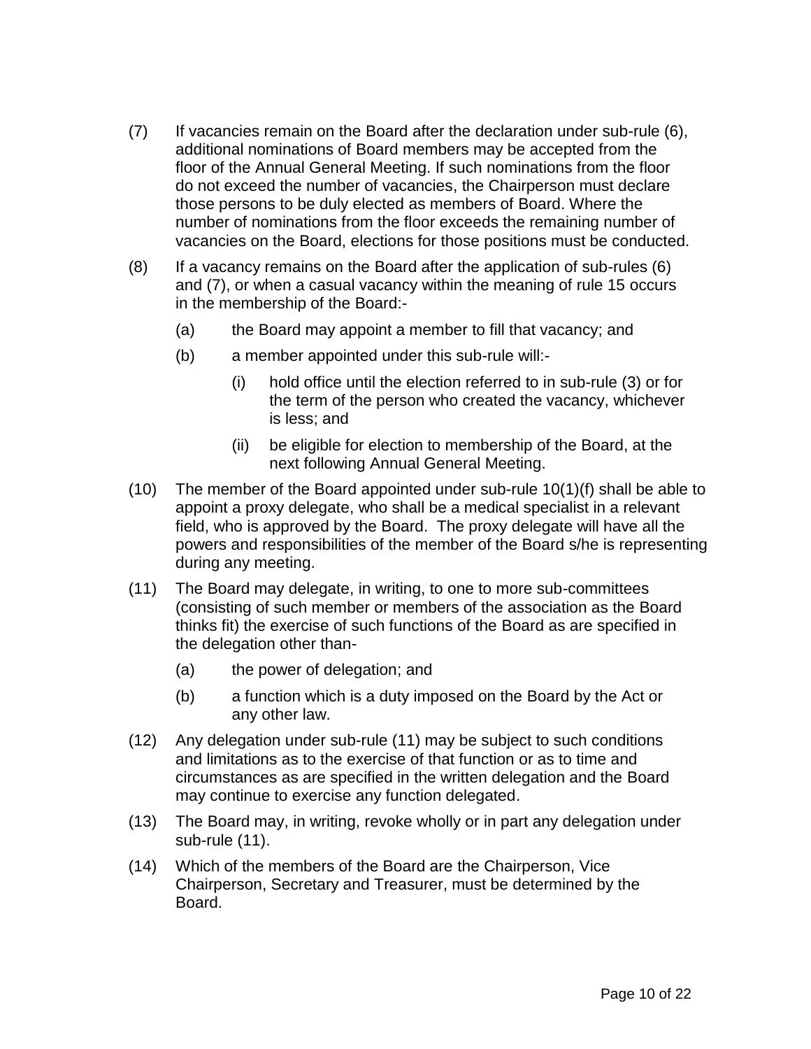(7) If vacancies remain on the Board after the declaration under sub-rule (6), additional nominations of Board members may be accepted from the floor of the Annual General Meeting. If such nominations from the floor do not exceed the number of vacancies, the Chairperson must declare those persons to be duly elected as members of Board. Where the number of nominations from the floor exceeds the remaining number of vacancies on the Board, elections for those positions must be conducted.

(8) If a vacancy remains on the Board after the application of sub-rules (6) and (7), or when a casual vacancy within the meaning of rule 15 occurs in the membership of the Board:-

- (a) the Board may appoint a member to fill that vacancy; and
- (b) a member appointed under this sub-rule will:-
  - (i) hold office until the election referred to in sub-rule (3) or for the term of the person who created the vacancy, whichever is less; and
  - (ii) be eligible for election to membership of the Board, at the next following Annual General Meeting.

(10) The member of the Board appointed under sub-rule 10(1)(f) shall be able to appoint a proxy delegate, who shall be a medical specialist in a relevant field, who is approved by the Board. The proxy delegate will have all the powers and responsibilities of the member of the Board s/he is representing during any meeting.

(11) The Board may delegate, in writing, to one to more sub-committees (consisting of such member or members of the association as the Board thinks fit) the exercise of such functions of the Board as are specified in the delegation other than-

- (a) the power of delegation; and
- (b) a function which is a duty imposed on the Board by the Act or any other law.

(12) Any delegation under sub-rule (11) may be subject to such conditions and limitations as to the exercise of that function or as to time and circumstances as are specified in the written delegation and the Board may continue to exercise any function delegated.

(13) The Board may, in writing, revoke wholly or in part any delegation under sub-rule (11).

(14) Which of the members of the Board are the Chairperson, Vice Chairperson, Secretary and Treasurer, must be determined by the Board.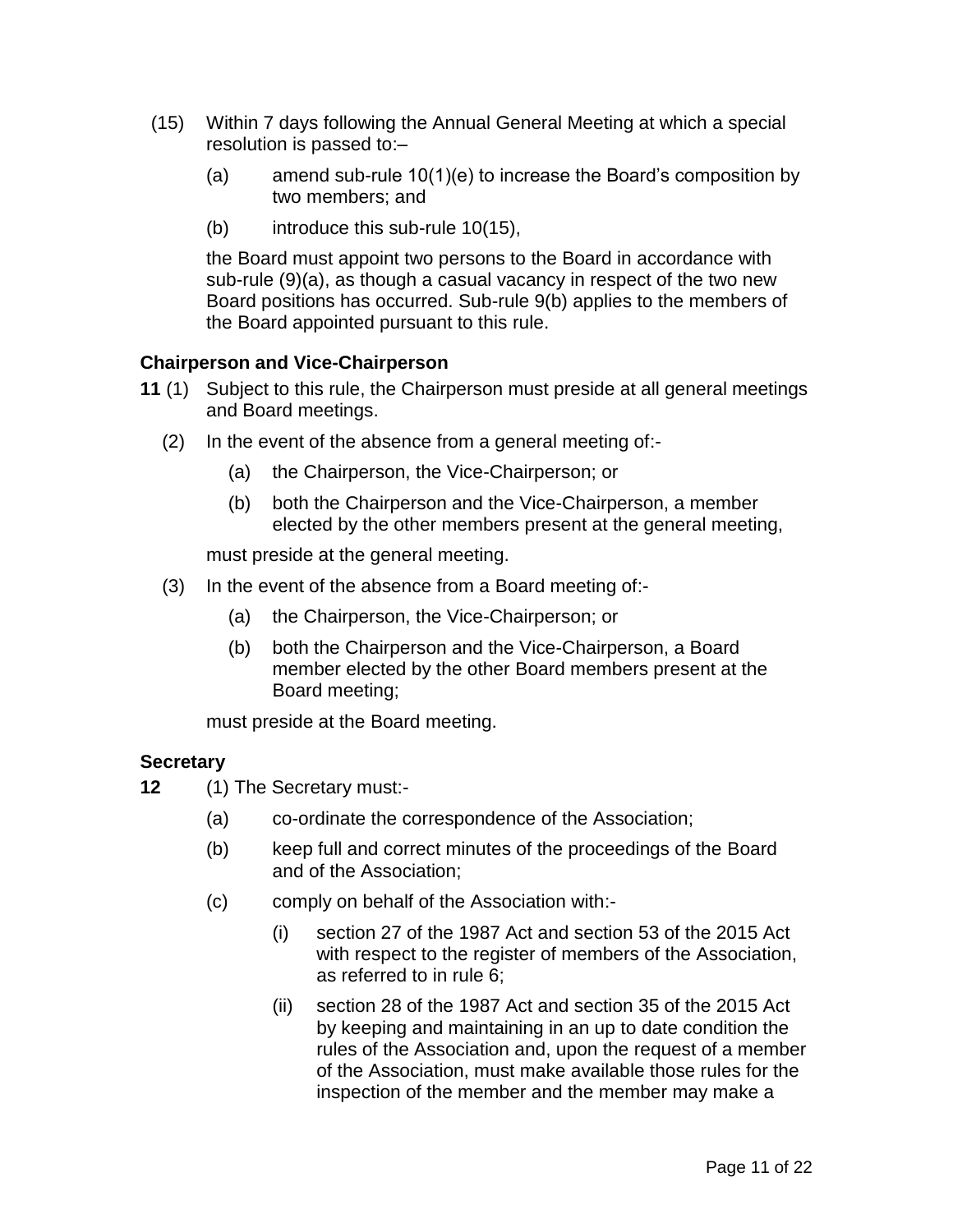(15) Within 7 days following the Annual General Meeting at which a special resolution is passed to:–

  (a) amend sub-rule 10(1)(e) to increase the Board's composition by two members; and

  (b) introduce this sub-rule 10(15),

  the Board must appoint two persons to the Board in accordance with sub-rule (9)(a), as though a casual vacancy in respect of the two new Board positions has occurred. Sub-rule 9(b) applies to the members of the Board appointed pursuant to this rule.

### Chairperson and Vice-Chairperson

**11** (1) Subject to this rule, the Chairperson must preside at all general meetings and Board meetings.

(2) In the event of the absence from a general meeting of:-

  (a) the Chairperson, the Vice-Chairperson; or

  (b) both the Chairperson and the Vice-Chairperson, a member elected by the other members present at the general meeting,

  must preside at the general meeting.

(3) In the event of the absence from a Board meeting of:-

  (a) the Chairperson, the Vice-Chairperson; or

  (b) both the Chairperson and the Vice-Chairperson, a Board member elected by the other Board members present at the Board meeting;

  must preside at the Board meeting.

### Secretary

**12** (1) The Secretary must:-

  (a) co-ordinate the correspondence of the Association;

  (b) keep full and correct minutes of the proceedings of the Board and of the Association;

  (c) comply on behalf of the Association with:-

    (i) section 27 of the 1987 Act and section 53 of the 2015 Act with respect to the register of members of the Association, as referred to in rule 6;

    (ii) section 28 of the 1987 Act and section 35 of the 2015 Act by keeping and maintaining in an up to date condition the rules of the Association and, upon the request of a member of the Association, must make available those rules for the inspection of the member and the member may make a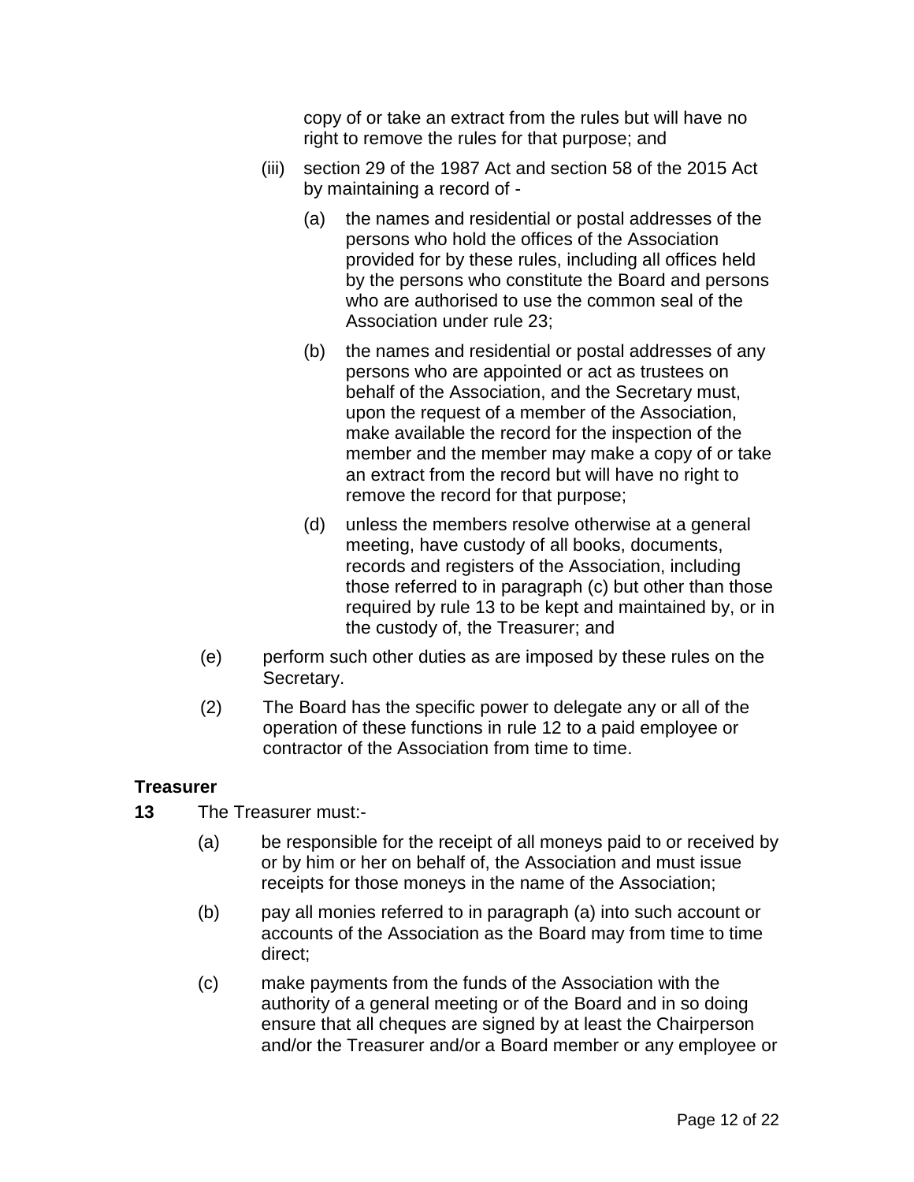copy of or take an extract from the rules but will have no right to remove the rules for that purpose; and

(iii) section 29 of the 1987 Act and section 58 of the 2015 Act by maintaining a record of -

(a) the names and residential or postal addresses of the persons who hold the offices of the Association provided for by these rules, including all offices held by the persons who constitute the Board and persons who are authorised to use the common seal of the Association under rule 23;

(b) the names and residential or postal addresses of any persons who are appointed or act as trustees on behalf of the Association, and the Secretary must, upon the request of a member of the Association, make available the record for the inspection of the member and the member may make a copy of or take an extract from the record but will have no right to remove the record for that purpose;

(d) unless the members resolve otherwise at a general meeting, have custody of all books, documents, records and registers of the Association, including those referred to in paragraph (c) but other than those required by rule 13 to be kept and maintained by, or in the custody of, the Treasurer; and

(e) perform such other duties as are imposed by these rules on the Secretary.

(2) The Board has the specific power to delegate any or all of the operation of these functions in rule 12 to a paid employee or contractor of the Association from time to time.

**Treasurer**

**13** The Treasurer must:-

(a) be responsible for the receipt of all moneys paid to or received by or by him or her on behalf of, the Association and must issue receipts for those moneys in the name of the Association;

(b) pay all monies referred to in paragraph (a) into such account or accounts of the Association as the Board may from time to time direct;

(c) make payments from the funds of the Association with the authority of a general meeting or of the Board and in so doing ensure that all cheques are signed by at least the Chairperson and/or the Treasurer and/or a Board member or any employee or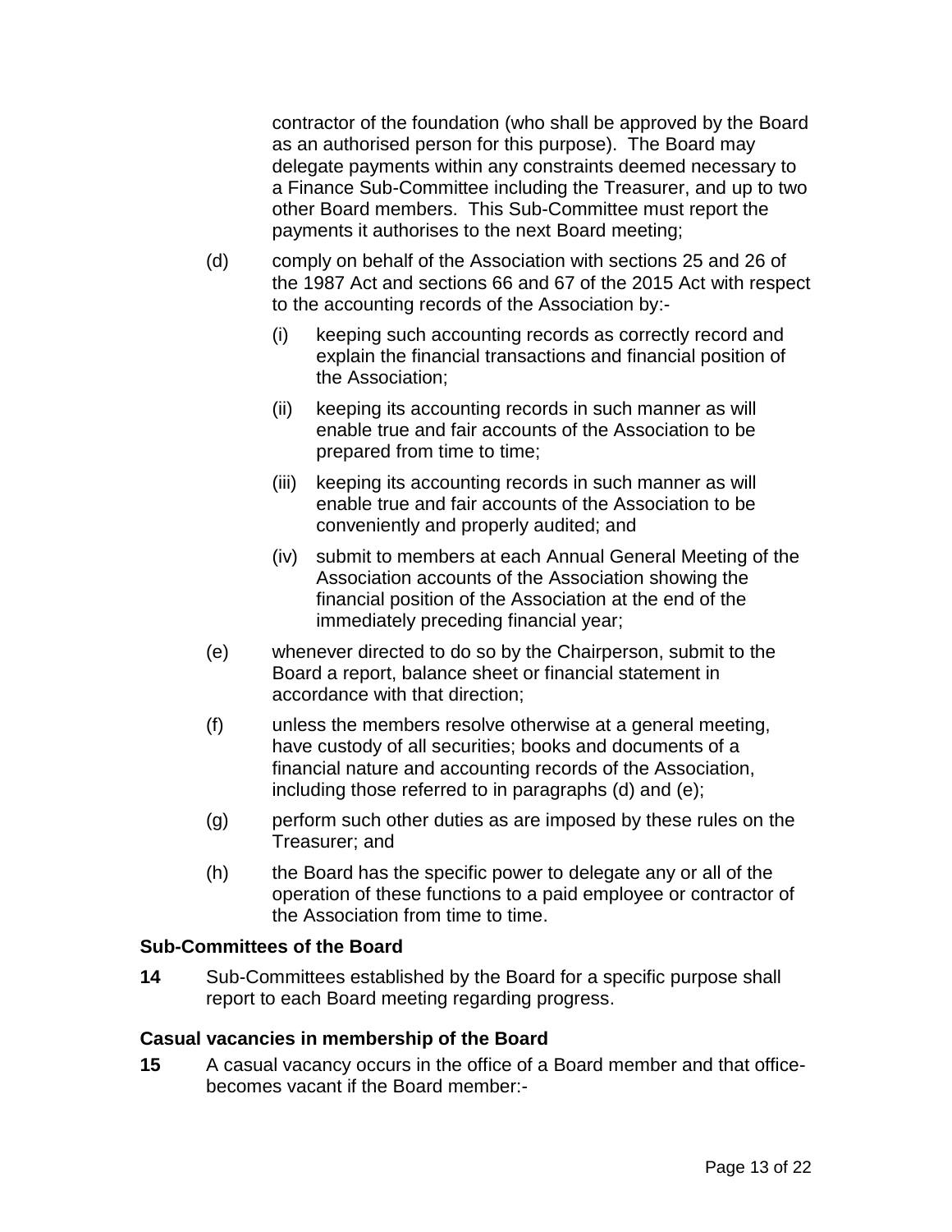contractor of the foundation (who shall be approved by the Board as an authorised person for this purpose). The Board may delegate payments within any constraints deemed necessary to a Finance Sub-Committee including the Treasurer, and up to two other Board members. This Sub-Committee must report the payments it authorises to the next Board meeting;

(d) comply on behalf of the Association with sections 25 and 26 of the 1987 Act and sections 66 and 67 of the 2015 Act with respect to the accounting records of the Association by:-

(i) keeping such accounting records as correctly record and explain the financial transactions and financial position of the Association;

(ii) keeping its accounting records in such manner as will enable true and fair accounts of the Association to be prepared from time to time;

(iii) keeping its accounting records in such manner as will enable true and fair accounts of the Association to be conveniently and properly audited; and

(iv) submit to members at each Annual General Meeting of the Association accounts of the Association showing the financial position of the Association at the end of the immediately preceding financial year;

(e) whenever directed to do so by the Chairperson, submit to the Board a report, balance sheet or financial statement in accordance with that direction;

(f) unless the members resolve otherwise at a general meeting, have custody of all securities; books and documents of a financial nature and accounting records of the Association, including those referred to in paragraphs (d) and (e);

(g) perform such other duties as are imposed by these rules on the Treasurer; and

(h) the Board has the specific power to delegate any or all of the operation of these functions to a paid employee or contractor of the Association from time to time.

### Sub-Committees of the Board

**14** Sub-Committees established by the Board for a specific purpose shall report to each Board meeting regarding progress.

### Casual vacancies in membership of the Board

**15** A casual vacancy occurs in the office of a Board member and that office-becomes vacant if the Board member:-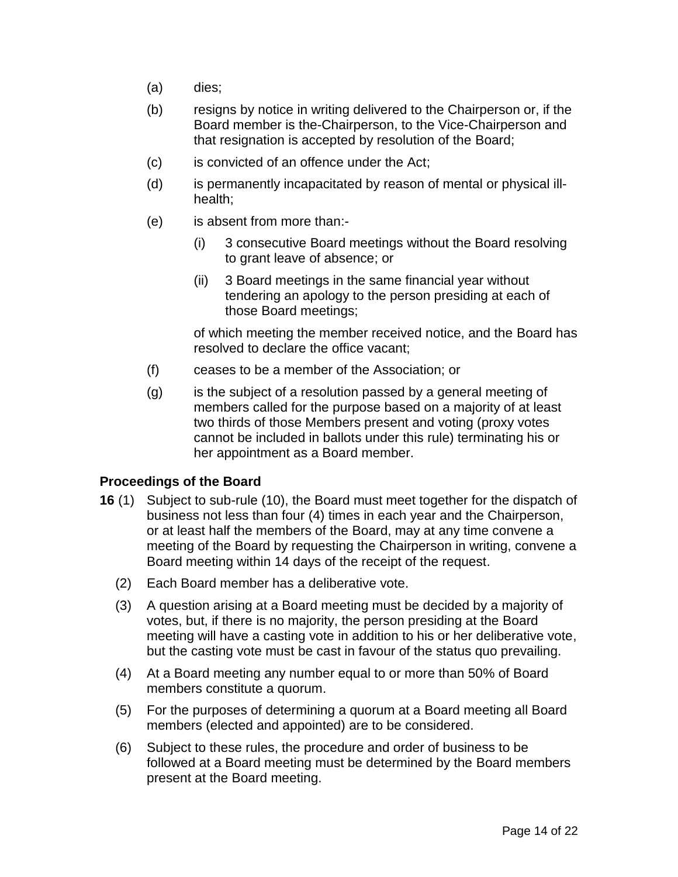(a) dies;

(b) resigns by notice in writing delivered to the Chairperson or, if the Board member is the-Chairperson, to the Vice-Chairperson and that resignation is accepted by resolution of the Board;

(c) is convicted of an offence under the Act;

(d) is permanently incapacitated by reason of mental or physical ill-health;

(e) is absent from more than:-

   (i) 3 consecutive Board meetings without the Board resolving to grant leave of absence; or

   (ii) 3 Board meetings in the same financial year without tendering an apology to the person presiding at each of those Board meetings;

   of which meeting the member received notice, and the Board has resolved to declare the office vacant;

(f) ceases to be a member of the Association; or

(g) is the subject of a resolution passed by a general meeting of members called for the purpose based on a majority of at least two thirds of those Members present and voting (proxy votes cannot be included in ballots under this rule) terminating his or her appointment as a Board member.

**Proceedings of the Board**

**16** (1) Subject to sub-rule (10), the Board must meet together for the dispatch of business not less than four (4) times in each year and the Chairperson, or at least half the members of the Board, may at any time convene a meeting of the Board by requesting the Chairperson in writing, convene a Board meeting within 14 days of the receipt of the request.

(2) Each Board member has a deliberative vote.

(3) A question arising at a Board meeting must be decided by a majority of votes, but, if there is no majority, the person presiding at the Board meeting will have a casting vote in addition to his or her deliberative vote, but the casting vote must be cast in favour of the status quo prevailing.

(4) At a Board meeting any number equal to or more than 50% of Board members constitute a quorum.

(5) For the purposes of determining a quorum at a Board meeting all Board members (elected and appointed) are to be considered.

(6) Subject to these rules, the procedure and order of business to be followed at a Board meeting must be determined by the Board members present at the Board meeting.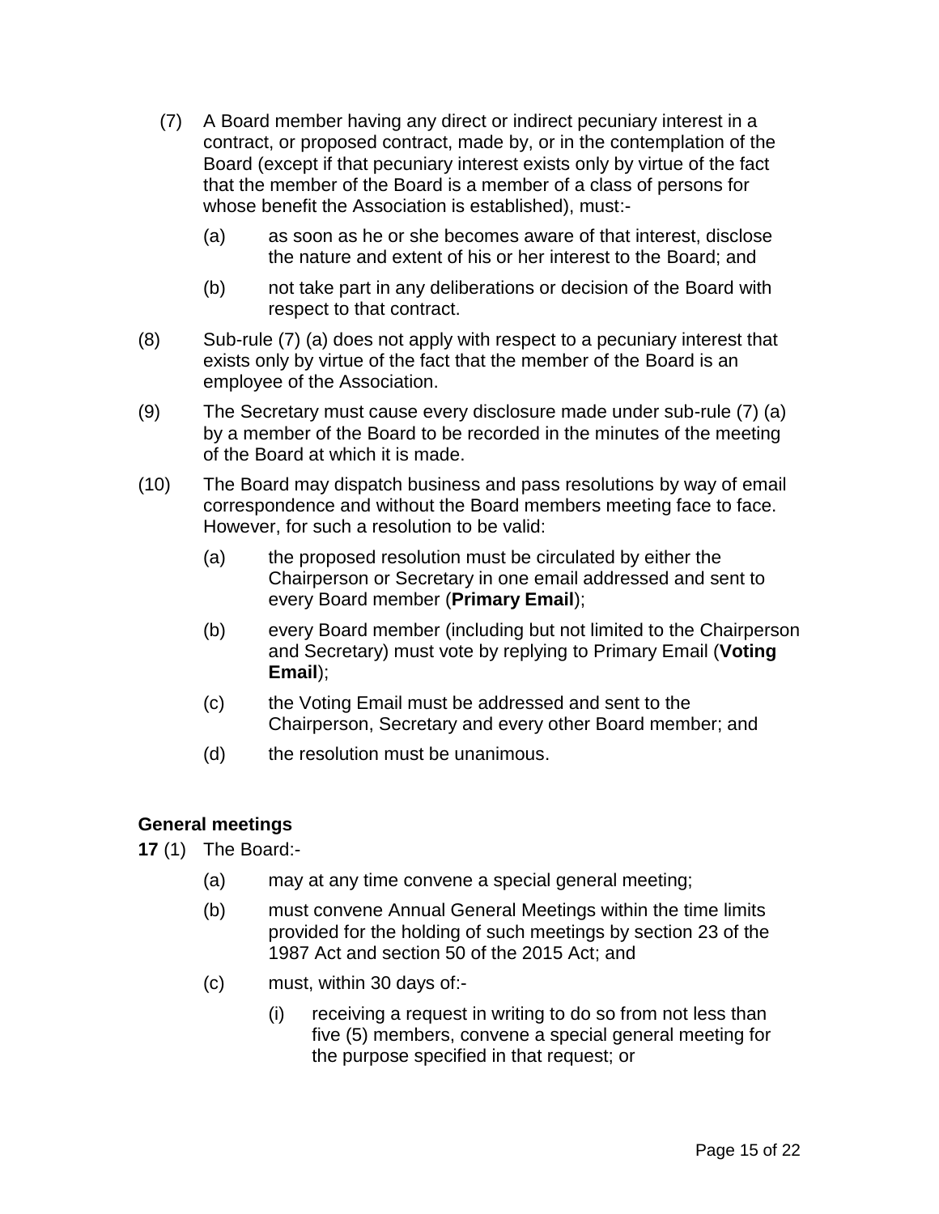(7) A Board member having any direct or indirect pecuniary interest in a contract, or proposed contract, made by, or in the contemplation of the Board (except if that pecuniary interest exists only by virtue of the fact that the member of the Board is a member of a class of persons for whose benefit the Association is established), must:-

  (a) as soon as he or she becomes aware of that interest, disclose the nature and extent of his or her interest to the Board; and

  (b) not take part in any deliberations or decision of the Board with respect to that contract.

(8) Sub-rule (7) (a) does not apply with respect to a pecuniary interest that exists only by virtue of the fact that the member of the Board is an employee of the Association.

(9) The Secretary must cause every disclosure made under sub-rule (7) (a) by a member of the Board to be recorded in the minutes of the meeting of the Board at which it is made.

(10) The Board may dispatch business and pass resolutions by way of email correspondence and without the Board members meeting face to face. However, for such a resolution to be valid:

  (a) the proposed resolution must be circulated by either the Chairperson or Secretary in one email addressed and sent to every Board member (**Primary Email**);

  (b) every Board member (including but not limited to the Chairperson and Secretary) must vote by replying to Primary Email (**Voting Email**);

  (c) the Voting Email must be addressed and sent to the Chairperson, Secretary and every other Board member; and

  (d) the resolution must be unanimous.

### General meetings

**17** (1) The Board:-

  (a) may at any time convene a special general meeting;

  (b) must convene Annual General Meetings within the time limits provided for the holding of such meetings by section 23 of the 1987 Act and section 50 of the 2015 Act; and

  (c) must, within 30 days of:-

    (i) receiving a request in writing to do so from not less than five (5) members, convene a special general meeting for the purpose specified in that request; or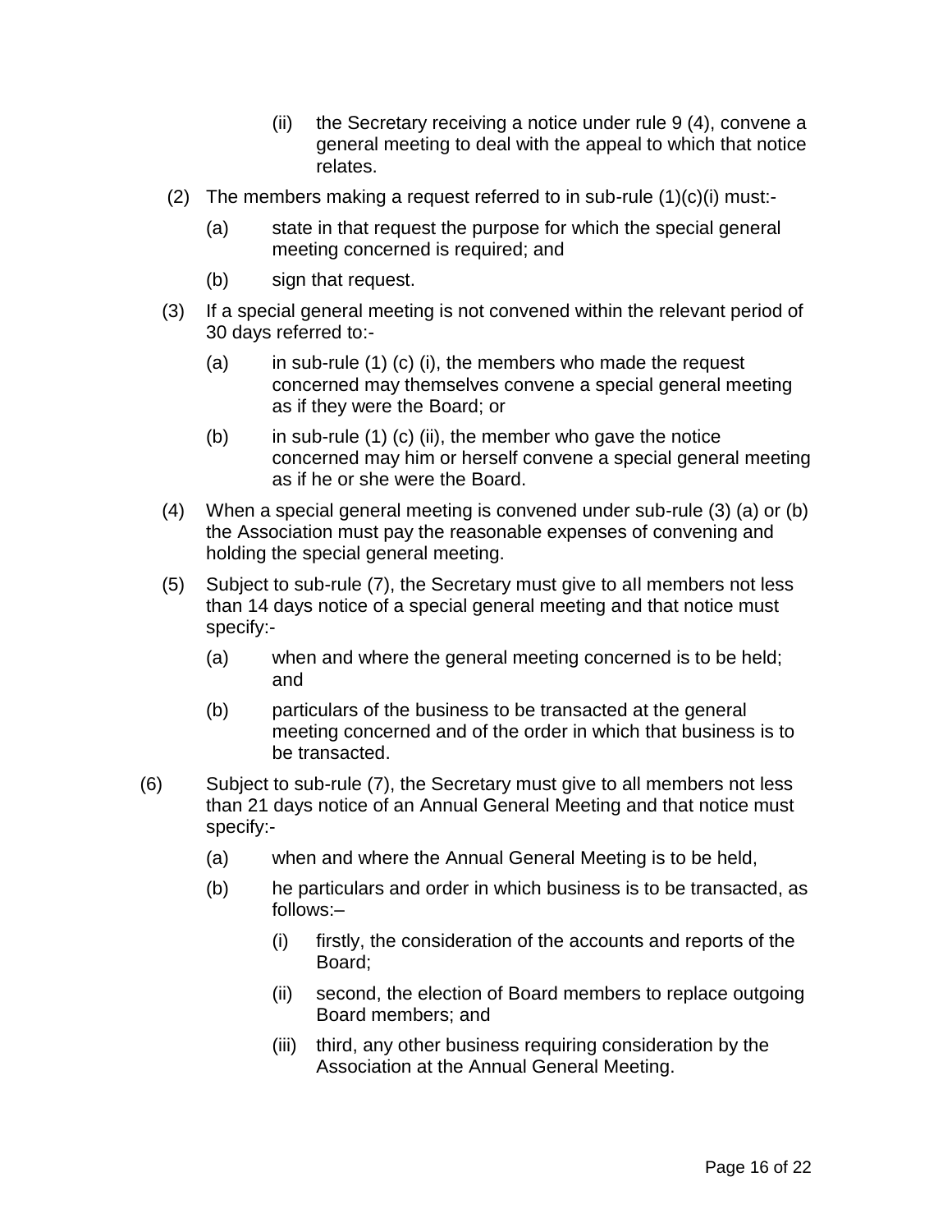(ii) the Secretary receiving a notice under rule 9 (4), convene a general meeting to deal with the appeal to which that notice relates.

(2) The members making a request referred to in sub-rule (1)(c)(i) must:-

(a) state in that request the purpose for which the special general meeting concerned is required; and

(b) sign that request.

(3) If a special general meeting is not convened within the relevant period of 30 days referred to:-

(a) in sub-rule (1) (c) (i), the members who made the request concerned may themselves convene a special general meeting as if they were the Board; or

(b) in sub-rule (1) (c) (ii), the member who gave the notice concerned may him or herself convene a special general meeting as if he or she were the Board.

(4) When a special general meeting is convened under sub-rule (3) (a) or (b) the Association must pay the reasonable expenses of convening and holding the special general meeting.

(5) Subject to sub-rule (7), the Secretary must give to all members not less than 14 days notice of a special general meeting and that notice must specify:-

(a) when and where the general meeting concerned is to be held; and

(b) particulars of the business to be transacted at the general meeting concerned and of the order in which that business is to be transacted.

(6) Subject to sub-rule (7), the Secretary must give to all members not less than 21 days notice of an Annual General Meeting and that notice must specify:-

(a) when and where the Annual General Meeting is to be held,

(b) he particulars and order in which business is to be transacted, as follows:–

(i) firstly, the consideration of the accounts and reports of the Board;

(ii) second, the election of Board members to replace outgoing Board members; and

(iii) third, any other business requiring consideration by the Association at the Annual General Meeting.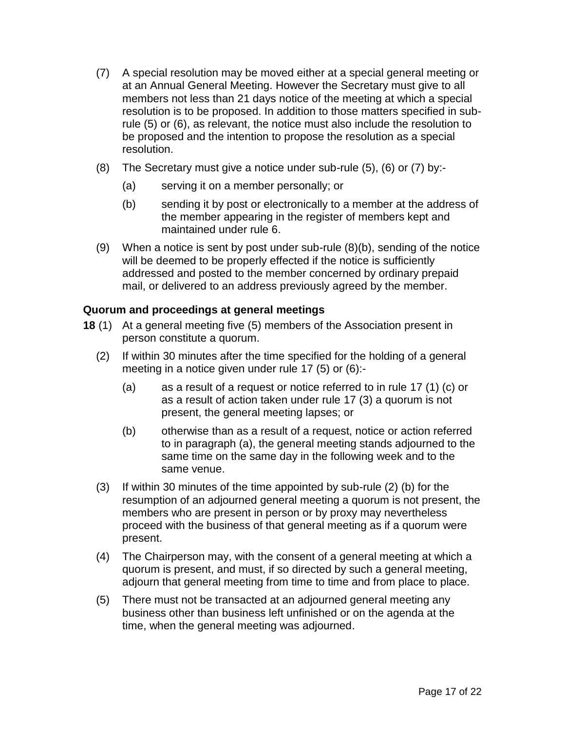(7) A special resolution may be moved either at a special general meeting or at an Annual General Meeting. However the Secretary must give to all members not less than 21 days notice of the meeting at which a special resolution is to be proposed. In addition to those matters specified in sub-rule (5) or (6), as relevant, the notice must also include the resolution to be proposed and the intention to propose the resolution as a special resolution.

(8) The Secretary must give a notice under sub-rule (5), (6) or (7) by:-

 (a) serving it on a member personally; or

 (b) sending it by post or electronically to a member at the address of the member appearing in the register of members kept and maintained under rule 6.

(9) When a notice is sent by post under sub-rule (8)(b), sending of the notice will be deemed to be properly effected if the notice is sufficiently addressed and posted to the member concerned by ordinary prepaid mail, or delivered to an address previously agreed by the member.

### Quorum and proceedings at general meetings

**18** (1) At a general meeting five (5) members of the Association present in person constitute a quorum.

(2) If within 30 minutes after the time specified for the holding of a general meeting in a notice given under rule 17 (5) or (6):-

 (a) as a result of a request or notice referred to in rule 17 (1) (c) or as a result of action taken under rule 17 (3) a quorum is not present, the general meeting lapses; or

 (b) otherwise than as a result of a request, notice or action referred to in paragraph (a), the general meeting stands adjourned to the same time on the same day in the following week and to the same venue.

(3) If within 30 minutes of the time appointed by sub-rule (2) (b) for the resumption of an adjourned general meeting a quorum is not present, the members who are present in person or by proxy may nevertheless proceed with the business of that general meeting as if a quorum were present.

(4) The Chairperson may, with the consent of a general meeting at which a quorum is present, and must, if so directed by such a general meeting, adjourn that general meeting from time to time and from place to place.

(5) There must not be transacted at an adjourned general meeting any business other than business left unfinished or on the agenda at the time, when the general meeting was adjourned.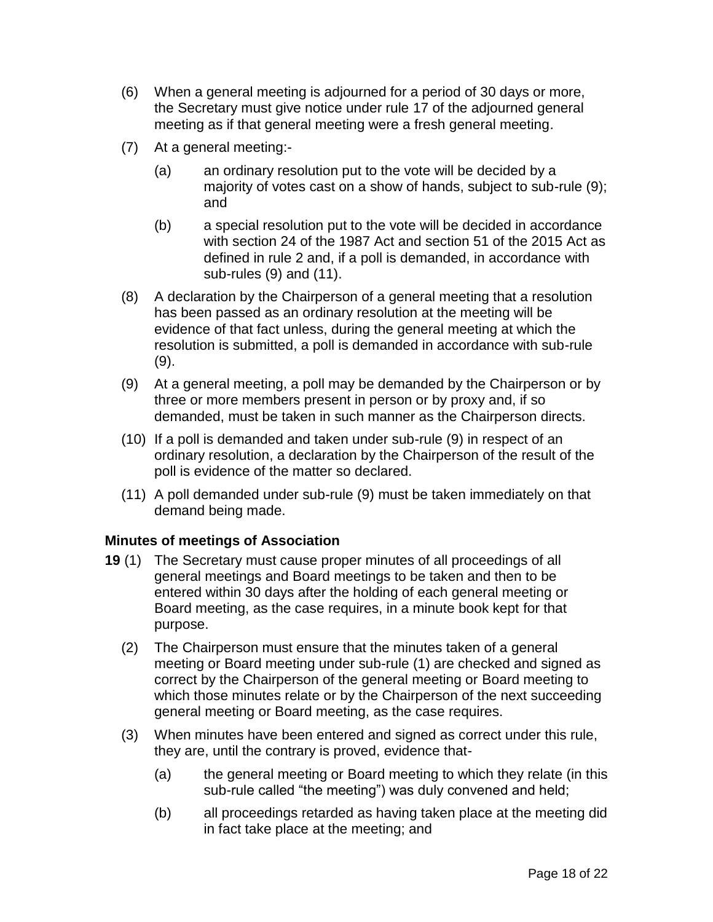(6) When a general meeting is adjourned for a period of 30 days or more, the Secretary must give notice under rule 17 of the adjourned general meeting as if that general meeting were a fresh general meeting.

(7) At a general meeting:-

(a) an ordinary resolution put to the vote will be decided by a majority of votes cast on a show of hands, subject to sub-rule (9); and

(b) a special resolution put to the vote will be decided in accordance with section 24 of the 1987 Act and section 51 of the 2015 Act as defined in rule 2 and, if a poll is demanded, in accordance with sub-rules (9) and (11).

(8) A declaration by the Chairperson of a general meeting that a resolution has been passed as an ordinary resolution at the meeting will be evidence of that fact unless, during the general meeting at which the resolution is submitted, a poll is demanded in accordance with sub-rule (9).

(9) At a general meeting, a poll may be demanded by the Chairperson or by three or more members present in person or by proxy and, if so demanded, must be taken in such manner as the Chairperson directs.

(10) If a poll is demanded and taken under sub-rule (9) in respect of an ordinary resolution, a declaration by the Chairperson of the result of the poll is evidence of the matter so declared.

(11) A poll demanded under sub-rule (9) must be taken immediately on that demand being made.

### Minutes of meetings of Association

**19** (1) The Secretary must cause proper minutes of all proceedings of all general meetings and Board meetings to be taken and then to be entered within 30 days after the holding of each general meeting or Board meeting, as the case requires, in a minute book kept for that purpose.

(2) The Chairperson must ensure that the minutes taken of a general meeting or Board meeting under sub-rule (1) are checked and signed as correct by the Chairperson of the general meeting or Board meeting to which those minutes relate or by the Chairperson of the next succeeding general meeting or Board meeting, as the case requires.

(3) When minutes have been entered and signed as correct under this rule, they are, until the contrary is proved, evidence that-

(a) the general meeting or Board meeting to which they relate (in this sub-rule called "the meeting") was duly convened and held;

(b) all proceedings retarded as having taken place at the meeting did in fact take place at the meeting; and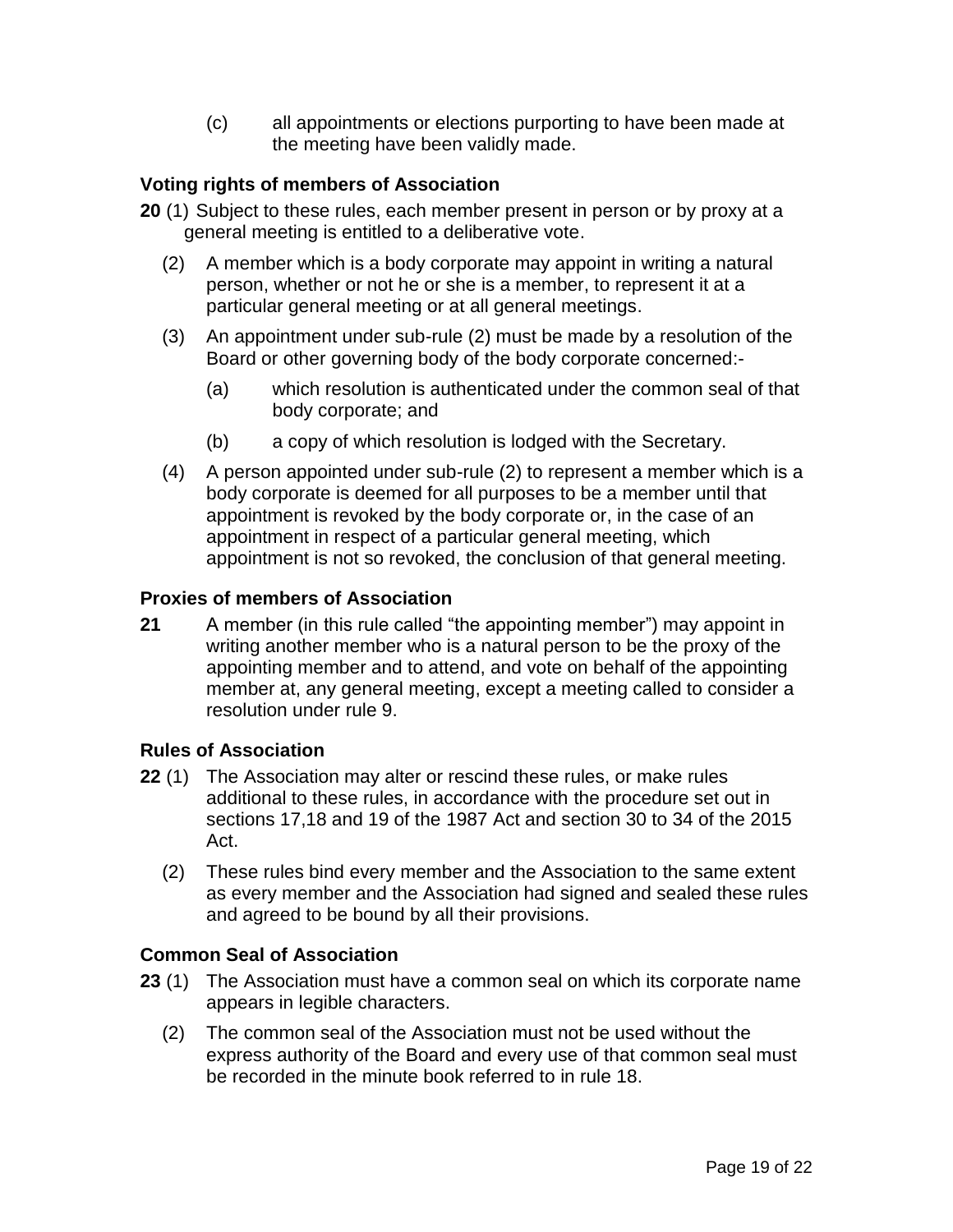(c) all appointments or elections purporting to have been made at the meeting have been validly made.

### Voting rights of members of Association

**20** (1) Subject to these rules, each member present in person or by proxy at a general meeting is entitled to a deliberative vote.

(2) A member which is a body corporate may appoint in writing a natural person, whether or not he or she is a member, to represent it at a particular general meeting or at all general meetings.

(3) An appointment under sub-rule (2) must be made by a resolution of the Board or other governing body of the body corporate concerned:-

(a) which resolution is authenticated under the common seal of that body corporate; and

(b) a copy of which resolution is lodged with the Secretary.

(4) A person appointed under sub-rule (2) to represent a member which is a body corporate is deemed for all purposes to be a member until that appointment is revoked by the body corporate or, in the case of an appointment in respect of a particular general meeting, which appointment is not so revoked, the conclusion of that general meeting.

### Proxies of members of Association

**21** A member (in this rule called "the appointing member") may appoint in writing another member who is a natural person to be the proxy of the appointing member and to attend, and vote on behalf of the appointing member at, any general meeting, except a meeting called to consider a resolution under rule 9.

### Rules of Association

**22** (1) The Association may alter or rescind these rules, or make rules additional to these rules, in accordance with the procedure set out in sections 17,18 and 19 of the 1987 Act and section 30 to 34 of the 2015 Act.

(2) These rules bind every member and the Association to the same extent as every member and the Association had signed and sealed these rules and agreed to be bound by all their provisions.

### Common Seal of Association

**23** (1) The Association must have a common seal on which its corporate name appears in legible characters.

(2) The common seal of the Association must not be used without the express authority of the Board and every use of that common seal must be recorded in the minute book referred to in rule 18.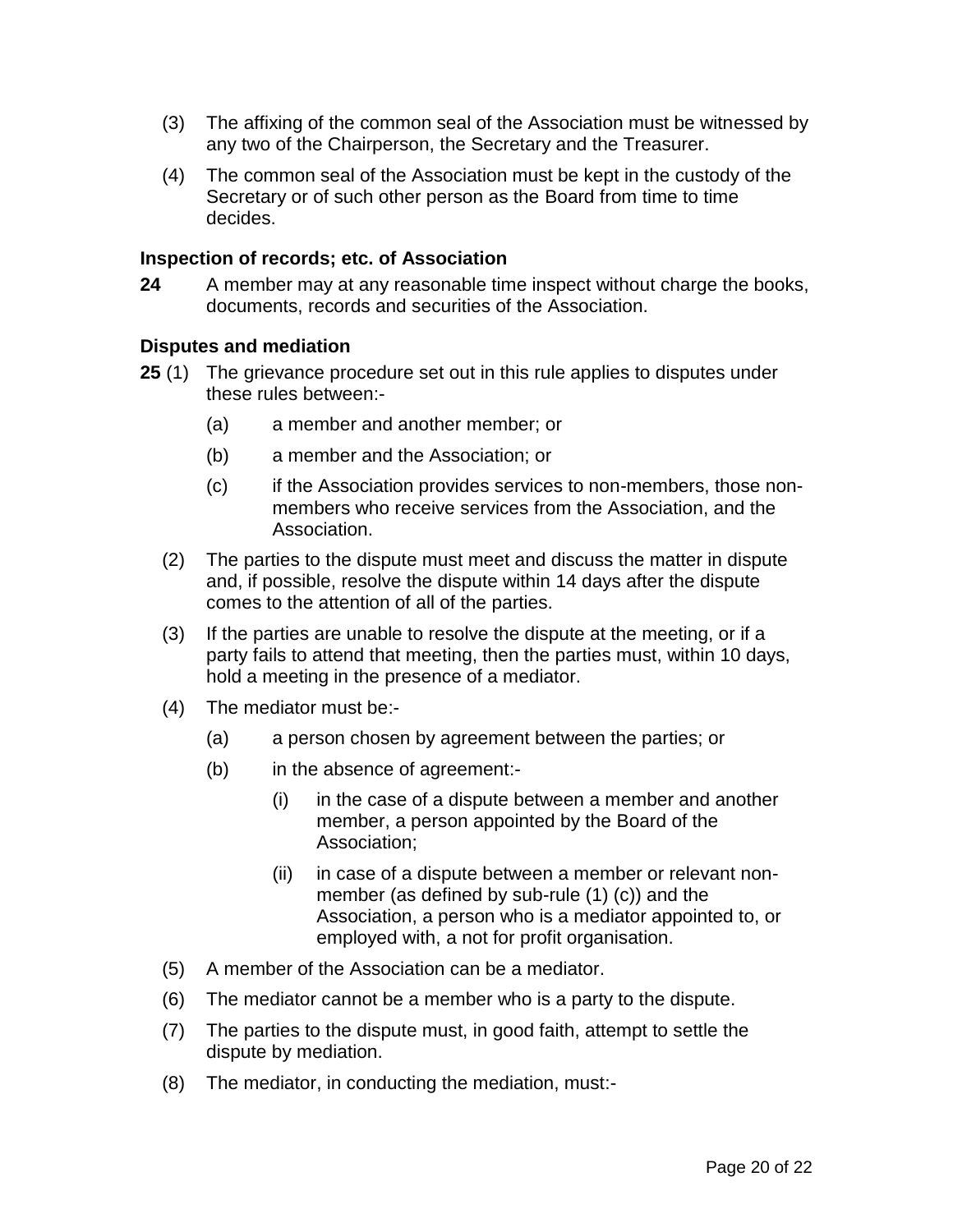(3) The affixing of the common seal of the Association must be witnessed by any two of the Chairperson, the Secretary and the Treasurer.

(4) The common seal of the Association must be kept in the custody of the Secretary or of such other person as the Board from time to time decides.

### Inspection of records; etc. of Association

**24** A member may at any reasonable time inspect without charge the books, documents, records and securities of the Association.

### Disputes and mediation

**25** (1) The grievance procedure set out in this rule applies to disputes under these rules between:-

- (a) a member and another member; or
- (b) a member and the Association; or
- (c) if the Association provides services to non-members, those non-members who receive services from the Association, and the Association.

(2) The parties to the dispute must meet and discuss the matter in dispute and, if possible, resolve the dispute within 14 days after the dispute comes to the attention of all of the parties.

(3) If the parties are unable to resolve the dispute at the meeting, or if a party fails to attend that meeting, then the parties must, within 10 days, hold a meeting in the presence of a mediator.

(4) The mediator must be:-

- (a) a person chosen by agreement between the parties; or
- (b) in the absence of agreement:-
  - (i) in the case of a dispute between a member and another member, a person appointed by the Board of the Association;
  - (ii) in case of a dispute between a member or relevant non-member (as defined by sub-rule (1) (c)) and the Association, a person who is a mediator appointed to, or employed with, a not for profit organisation.

(5) A member of the Association can be a mediator.

(6) The mediator cannot be a member who is a party to the dispute.

(7) The parties to the dispute must, in good faith, attempt to settle the dispute by mediation.

(8) The mediator, in conducting the mediation, must:-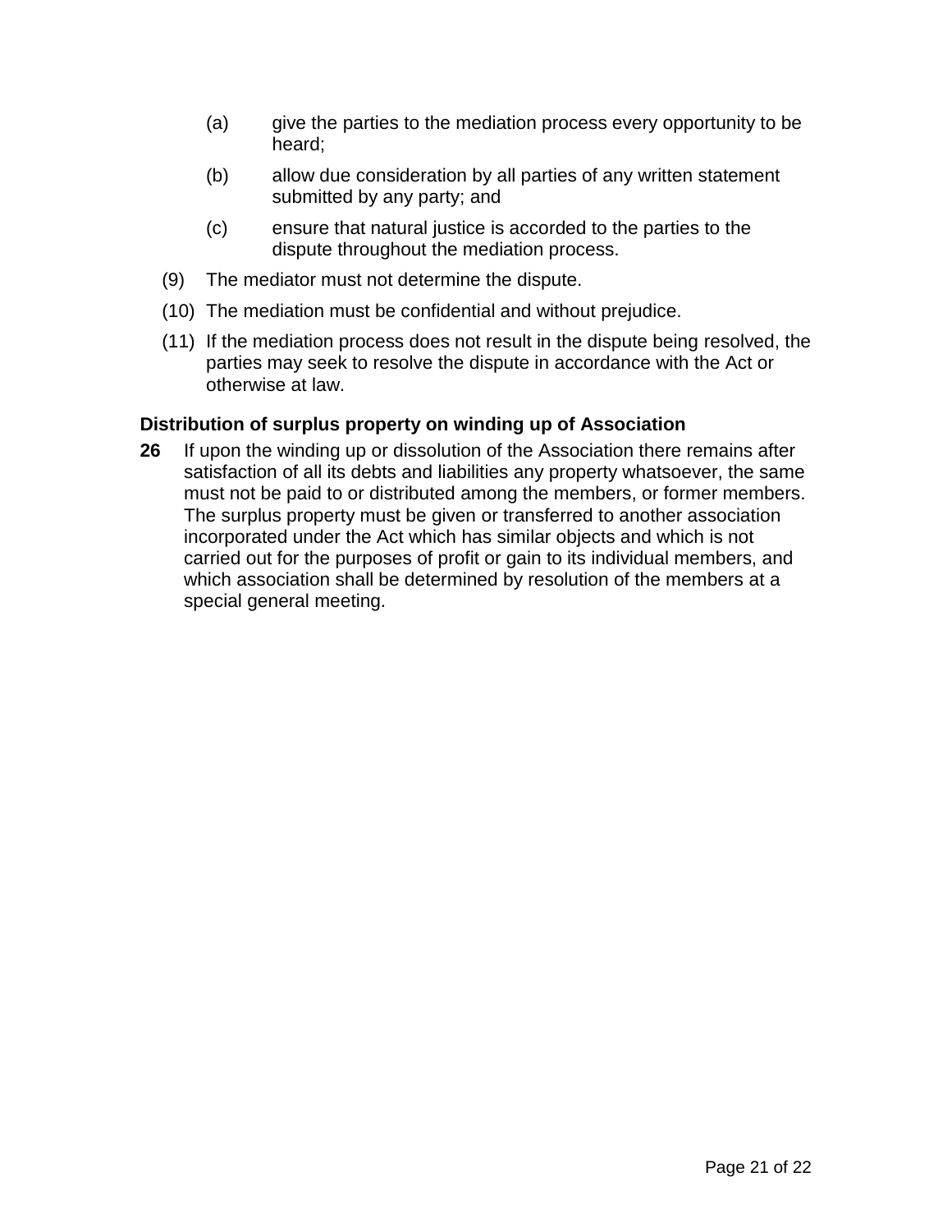(a) give the parties to the mediation process every opportunity to be heard;

(b) allow due consideration by all parties of any written statement submitted by any party; and

(c) ensure that natural justice is accorded to the parties to the dispute throughout the mediation process.

(9) The mediator must not determine the dispute.

(10) The mediation must be confidential and without prejudice.

(11) If the mediation process does not result in the dispute being resolved, the parties may seek to resolve the dispute in accordance with the Act or otherwise at law.

### Distribution of surplus property on winding up of Association

**26** If upon the winding up or dissolution of the Association there remains after satisfaction of all its debts and liabilities any property whatsoever, the same must not be paid to or distributed among the members, or former members. The surplus property must be given or transferred to another association incorporated under the Act which has similar objects and which is not carried out for the purposes of profit or gain to its individual members, and which association shall be determined by resolution of the members at a special general meeting.